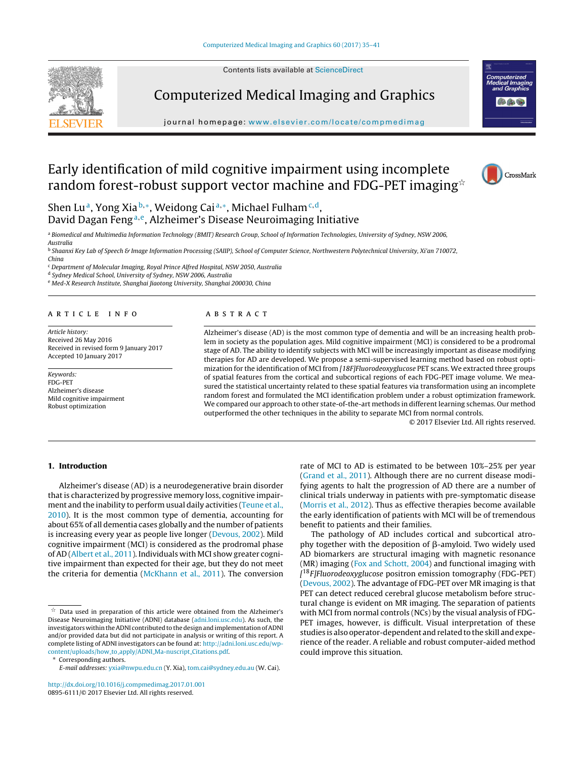# Early identification of mild cognitive impairment using incomplete random forest-robust support vector machine and FDG-PET imaging☆

Shen Lu[a], Yong Xia[b,*], Weidong Cai[a,*], Michael Fulham[c,d], David Dagan Feng[a,e], Alzheimer's Disease Neuroimaging Initiative

[a] Biomedical and Multimedia Information Technology (BMIT) Research Group, School of Information Technologies, University of Sydney, NSW 2006, Australia
[b] Shaanxi Key Lab of Speech & Image Information Processing (SAIIP), School of Computer Science, Northwestern Polytechnical University, Xi'an 710072, China
[c] Department of Molecular Imaging, Royal Prince Alfred Hospital, NSW 2050, Australia
[d] Sydney Medical School, University of Sydney, NSW 2006, Australia
[e] Med-X Research Institute, Shanghai Jiaotong University, Shanghai 200030, China

## ARTICLE INFO

*Article history:*
Received 26 May 2016
Received in revised form 9 January 2017
Accepted 10 January 2017

*Keywords:*
FDG-PET
Alzheimer's disease
Mild cognitive impairment
Robust optimization

## ABSTRACT

Alzheimer's disease (AD) is the most common type of dementia and will be an increasing health problem in society as the population ages. Mild cognitive impairment (MCI) is considered to be a prodromal stage of AD. The ability to identify subjects with MCI will be increasingly important as disease modifying therapies for AD are developed. We propose a semi-supervised learning method based on robust optimization for the identification of MCI from *[18F]Fluorodeoxyglucose* PET scans. We extracted three groups of spatial features from the cortical and subcortical regions of each FDG-PET image volume. We measured the statistical uncertainty related to these spatial features via transformation using an incomplete random forest and formulated the MCI identification problem under a robust optimization framework. We compared our approach to other state-of-the-art methods in different learning schemas. Our method outperformed the other techniques in the ability to separate MCI from normal controls.

© 2017 Elsevier Ltd. All rights reserved.

## 1. Introduction

Alzheimer's disease (AD) is a neurodegenerative brain disorder that is characterized by progressive memory loss, cognitive impairment and the inability to perform usual daily activities (Teune et al., 2010). It is the most common type of dementia, accounting for about 65% of all dementia cases globally and the number of patients is increasing every year as people live longer (Devous, 2002). Mild cognitive impairment (MCI) is considered as the prodromal phase of AD (Albert et al., 2011). Individuals with MCI show greater cognitive impairment than expected for their age, but they do not meet the criteria for dementia (McKhann et al., 2011). The conversion rate of MCI to AD is estimated to be between 10%–25% per year (Grand et al., 2011). Although there are no current disease modifying agents to halt the progression of AD there are a number of clinical trials underway in patients with pre-symptomatic disease (Morris et al., 2012). Thus as effective therapies become available the early identification of patients with MCI will be of tremendous benefit to patients and their families.

The pathology of AD includes cortical and subcortical atrophy together with the deposition of β-amyloid. Two widely used AD biomarkers are structural imaging with magnetic resonance (MR) imaging (Fox and Schott, 2004) and functional imaging with *[$^{18}$F]Fluorodeoxyglucose* positron emission tomography (FDG-PET) (Devous, 2002). The advantage of FDG-PET over MR imaging is that PET can detect reduced cerebral glucose metabolism before structural change is evident on MR imaging. The separation of patients with MCI from normal controls (NCs) by the visual analysis of FDG-PET images, however, is difficult. Visual interpretation of these studies is also operator-dependent and related to the skill and experience of the reader. A reliable and robust computer-aided method could improve this situation.

☆ Data used in preparation of this article were obtained from the Alzheimer's Disease Neuroimaging Initiative (ADNI) database (adni.loni.usc.edu). As such, the investigators within the ADNI contributed to the design and implementation of ADNI and/or provided data but did not participate in analysis or writing of this report. A complete listing of ADNI investigators can be found at: http://adni.loni.usc.edu/wp-content/uploads/how_to_apply/ADNI_Ma-nuscript_Citations.pdf.

\* Corresponding authors.
*E-mail addresses:* yxia@nwpu.edu.cn (Y. Xia), tom.cai@sydney.edu.au (W. Cai).

http://dx.doi.org/10.1016/j.compmedimag.2017.01.001
0895-6111/© 2017 Elsevier Ltd. All rights reserved.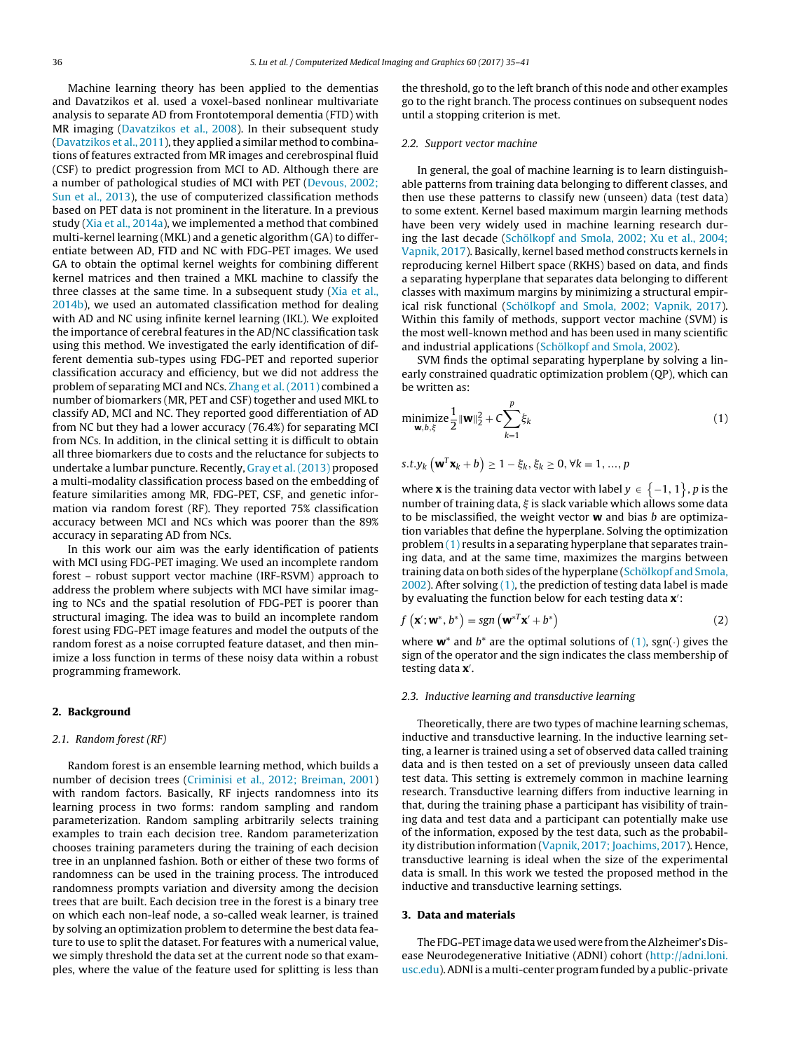Machine learning theory has been applied to the dementias and Davatzikos et al. used a voxel-based nonlinear multivariate analysis to separate AD from Frontotemporal dementia (FTD) with MR imaging (Davatzikos et al., 2008). In their subsequent study (Davatzikos et al., 2011), they applied a similar method to combinations of features extracted from MR images and cerebrospinal fluid (CSF) to predict progression from MCI to AD. Although there are a number of pathological studies of MCI with PET (Devous, 2002; Sun et al., 2013), the use of computerized classification methods based on PET data is not prominent in the literature. In a previous study (Xia et al., 2014a), we implemented a method that combined multi-kernel learning (MKL) and a genetic algorithm (GA) to differentiate between AD, FTD and NC with FDG-PET images. We used GA to obtain the optimal kernel weights for combining different kernel matrices and then trained a MKL machine to classify the three classes at the same time. In a subsequent study (Xia et al., 2014b), we used an automated classification method for dealing with AD and NC using infinite kernel learning (IKL). We exploited the importance of cerebral features in the AD/NC classification task using this method. We investigated the early identification of different dementia sub-types using FDG-PET and reported superior classification accuracy and efficiency, but we did not address the problem of separating MCI and NCs. Zhang et al. (2011) combined a number of biomarkers (MR, PET and CSF) together and used MKL to classify AD, MCI and NC. They reported good differentiation of AD from NC but they had a lower accuracy (76.4%) for separating MCI from NCs. In addition, in the clinical setting it is difficult to obtain all three biomarkers due to costs and the reluctance for subjects to undertake a lumbar puncture. Recently, Gray et al. (2013) proposed a multi-modality classification process based on the embedding of feature similarities among MR, FDG-PET, CSF, and genetic information via random forest (RF). They reported 75% classification accuracy between MCI and NCs which was poorer than the 89% accuracy in separating AD from NCs.

In this work our aim was the early identification of patients with MCI using FDG-PET imaging. We used an incomplete random forest – robust support vector machine (IRF-RSVM) approach to address the problem where subjects with MCI have similar imaging to NCs and the spatial resolution of FDG-PET is poorer than structural imaging. The idea was to build an incomplete random forest using FDG-PET image features and model the outputs of the random forest as a noise corrupted feature dataset, and then minimize a loss function in terms of these noisy data within a robust programming framework.

## 2. Background

### 2.1. Random forest (RF)

Random forest is an ensemble learning method, which builds a number of decision trees (Criminisi et al., 2012; Breiman, 2001) with random factors. Basically, RF injects randomness into its learning process in two forms: random sampling and random parameterization. Random sampling arbitrarily selects training examples to train each decision tree. Random parameterization chooses training parameters during the training of each decision tree in an unplanned fashion. Both or either of these two forms of randomness can be used in the training process. The introduced randomness prompts variation and diversity among the decision trees that are built. Each decision tree in the forest is a binary tree on which each non-leaf node, a so-called weak learner, is trained by solving an optimization problem to determine the best data feature to use to split the dataset. For features with a numerical value, we simply threshold the data set at the current node so that examples, where the value of the feature used for splitting is less than the threshold, go to the left branch of this node and other examples go to the right branch. The process continues on subsequent nodes until a stopping criterion is met.

### 2.2. Support vector machine

In general, the goal of machine learning is to learn distinguishable patterns from training data belonging to different classes, and then use these patterns to classify new (unseen) data (test data) to some extent. Kernel based maximum margin learning methods have been very widely used in machine learning research during the last decade (Schölkopf and Smola, 2002; Xu et al., 2004; Vapnik, 2017). Basically, kernel based method constructs kernels in reproducing kernel Hilbert space (RKHS) based on data, and finds a separating hyperplane that separates data belonging to different classes with maximum margins by minimizing a structural empirical risk functional (Schölkopf and Smola, 2002; Vapnik, 2017). Within this family of methods, support vector machine (SVM) is the most well-known method and has been used in many scientific and industrial applications (Schölkopf and Smola, 2002).

SVM finds the optimal separating hyperplane by solving a linearly constrained quadratic optimization problem (QP), which can be written as:

$$\underset{\mathbf{w},b,\xi}{\text{minimize}} \frac{1}{2}\|\mathbf{w}\|_2^2 + C\sum_{k=1}^{p}\xi_k \tag{1}$$

$$s.t. y_k\left(\mathbf{w}^T\mathbf{x}_k + b\right) \geq 1 - \xi_k, \xi_k \geq 0, \forall k = 1, \ldots, p$$

where $\mathbf{x}$ is the training data vector with label $y \in \{-1, 1\}$, $p$ is the number of training data, $\xi$ is slack variable which allows some data to be misclassified, the weight vector $\mathbf{w}$ and bias $b$ are optimization variables that define the hyperplane. Solving the optimization problem (1) results in a separating hyperplane that separates training data, and at the same time, maximizes the margins between training data on both sides of the hyperplane (Schölkopf and Smola, 2002). After solving (1), the prediction of testing data label is made by evaluating the function below for each testing data $\mathbf{x}'$:

$$f\left(\mathbf{x}'; \mathbf{w}^*, b^*\right) = sgn\left(\mathbf{w}^{*T}\mathbf{x}' + b^*\right) \tag{2}$$

where $\mathbf{w}^*$ and $b^*$ are the optimal solutions of (1), sgn(·) gives the sign of the operator and the sign indicates the class membership of testing data $\mathbf{x}'$.

### 2.3. Inductive learning and transductive learning

Theoretically, there are two types of machine learning schemas, inductive and transductive learning. In the inductive learning setting, a learner is trained using a set of observed data called training data and is then tested on a set of previously unseen data called test data. This setting is extremely common in machine learning research. Transductive learning differs from inductive learning in that, during the training phase a participant has visibility of training data and test data and a participant can potentially make use of the information, exposed by the test data, such as the probability distribution information (Vapnik, 2017; Joachims, 2017). Hence, transductive learning is ideal when the size of the experimental data is small. In this work we tested the proposed method in the inductive and transductive learning settings.

## 3. Data and materials

The FDG-PET image data we used were from the Alzheimer's Disease Neurodegenerative Initiative (ADNI) cohort (http://adni.loni.usc.edu). ADNI is a multi-center program funded by a public-private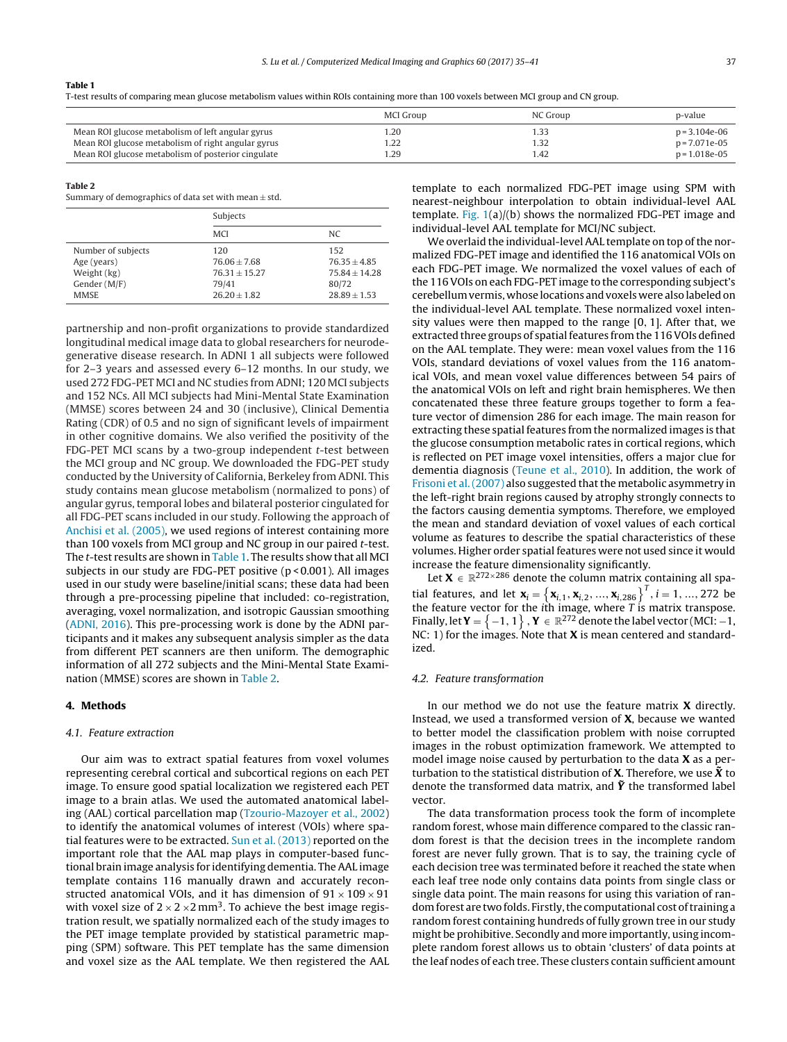**Table 1**
T-test results of comparing mean glucose metabolism values within ROIs containing more than 100 voxels between MCI group and CN group.

| | MCI Group | NC Group | p-value |
|---|---|---|---|
| Mean ROI glucose metabolism of left angular gyrus | 1.20 | 1.33 | p = 3.104e-06 |
| Mean ROI glucose metabolism of right angular gyrus | 1.22 | 1.32 | p = 7.071e-05 |
| Mean ROI glucose metabolism of posterior cingulate | 1.29 | 1.42 | p = 1.018e-05 |

**Table 2**
Summary of demographics of data set with mean ± std.

| | Subjects | |
|---|---|---|
| | MCI | NC |
| Number of subjects | 120 | 152 |
| Age (years) | 76.06 ± 7.68 | 76.35 ± 4.85 |
| Weight (kg) | 76.31 ± 15.27 | 75.84 ± 14.28 |
| Gender (M/F) | 79/41 | 80/72 |
| MMSE | 26.20 ± 1.82 | 28.89 ± 1.53 |

partnership and non-profit organizations to provide standardized longitudinal medical image data to global researchers for neurodegenerative disease research. In ADNI 1 all subjects were followed for 2–3 years and assessed every 6–12 months. In our study, we used 272 FDG-PET MCI and NC studies from ADNI; 120 MCI subjects and 152 NCs. All MCI subjects had Mini-Mental State Examination (MMSE) scores between 24 and 30 (inclusive), Clinical Dementia Rating (CDR) of 0.5 and no sign of significant levels of impairment in other cognitive domains. We also verified the positivity of the FDG-PET MCI scans by a two-group independent $t$-test between the MCI group and NC group. We downloaded the FDG-PET study conducted by the University of California, Berkeley from ADNI. This study contains mean glucose metabolism (normalized to pons) of angular gyrus, temporal lobes and bilateral posterior cingulated for all FDG-PET scans included in our study. Following the approach of Anchisi et al. (2005), we used regions of interest containing more than 100 voxels from MCI group and NC group in our paired $t$-test. The $t$-test results are shown in Table 1. The results show that all MCI subjects in our study are FDG-PET positive ($p < 0.001$). All images used in our study were baseline/initial scans; these data had been through a pre-processing pipeline that included: co-registration, averaging, voxel normalization, and isotropic Gaussian smoothing (ADNI, 2016). This pre-processing work is done by the ADNI participants and it makes any subsequent analysis simpler as the data from different PET scanners are then uniform. The demographic information of all 272 subjects and the Mini-Mental State Examination (MMSE) scores are shown in Table 2.

## 4. Methods

### 4.1. Feature extraction

Our aim was to extract spatial features from voxel volumes representing cerebral cortical and subcortical regions on each PET image. To ensure good spatial localization we registered each PET image to a brain atlas. We used the automated anatomical labeling (AAL) cortical parcellation map (Tzourio-Mazoyer et al., 2002) to identify the anatomical volumes of interest (VOIs) where spatial features were to be extracted. Sun et al. (2013) reported on the important role that the AAL map plays in computer-based functional brain image analysis for identifying dementia. The AAL image template contains 116 manually drawn and accurately reconstructed anatomical VOIs, and it has dimension of $91 \times 109 \times 91$ with voxel size of $2 \times 2 \times 2\,\text{mm}^3$. To achieve the best image registration result, we spatially normalized each of the study images to the PET image template provided by statistical parametric mapping (SPM) software. This PET template has the same dimension and voxel size as the AAL template. We then registered the AAL template to each normalized FDG-PET image using SPM with nearest-neighbour interpolation to obtain individual-level AAL template. Fig. 1(a)/(b) shows the normalized FDG-PET image and individual-level AAL template for MCI/NC subject.

We overlaid the individual-level AAL template on top of the normalized FDG-PET image and identified the 116 anatomical VOIs on each FDG-PET image. We normalized the voxel values of each of the 116 VOIs on each FDG-PET image to the corresponding subject's cerebellum vermis, whose locations and voxels were also labeled on the individual-level AAL template. These normalized voxel intensity values were then mapped to the range [0, 1]. After that, we extracted three groups of spatial features from the 116 VOIs defined on the AAL template. They were: mean voxel values from the 116 VOIs, standard deviations of voxel values from the 116 anatomical VOIs, and mean voxel value differences between 54 pairs of the anatomical VOIs on left and right brain hemispheres. We then concatenated these three feature groups together to form a feature vector of dimension 286 for each image. The main reason for extracting these spatial features from the normalized images is that the glucose consumption metabolic rates in cortical regions, which is reflected on PET image voxel intensities, offers a major clue for dementia diagnosis (Teune et al., 2010). In addition, the work of Frisoni et al. (2007) also suggested that the metabolic asymmetry in the left-right brain regions caused by atrophy strongly connects to the factors causing dementia symptoms. Therefore, we employed the mean and standard deviation of voxel values of each cortical volume as features to describe the spatial characteristics of these volumes. Higher order spatial features were not used since it would increase the feature dimensionality significantly.

Let $\mathbf{X} \in \mathbb{R}^{272 \times 286}$ denote the column matrix containing all spatial features, and let $\mathbf{x}_i = \left\{\mathbf{x}_{i,1}, \mathbf{x}_{i,2}, \ldots, \mathbf{x}_{i,286}\right\}^T, i = 1, \ldots, 272$ be the feature vector for the $i$th image, where $T$ is matrix transpose. Finally, let $\mathbf{Y} = \left\{-1, 1\right\}, \mathbf{Y} \in \mathbb{R}^{272}$ denote the label vector (MCI: −1, NC: 1) for the images. Note that $\mathbf{X}$ is mean centered and standardized.

### 4.2. Feature transformation

In our method we do not use the feature matrix $\mathbf{X}$ directly. Instead, we used a transformed version of $\mathbf{X}$, because we wanted to better model the classification problem with noise corrupted images in the robust optimization framework. We attempted to model image noise caused by perturbation to the data $\mathbf{X}$ as a perturbation to the statistical distribution of $\mathbf{X}$. Therefore, we use $\tilde{\mathbf{X}}$ to denote the transformed data matrix, and $\tilde{\mathbf{Y}}$ the transformed label vector.

The data transformation process took the form of incomplete random forest, whose main difference compared to the classic random forest is that the decision trees in the incomplete random forest are never fully grown. That is to say, the training cycle of each decision tree was terminated before it reached the state when each leaf tree node only contains data points from single class or single data point. The main reasons for using this variation of random forest are two folds. Firstly, the computational cost of training a random forest containing hundreds of fully grown tree in our study might be prohibitive. Secondly and more importantly, using incomplete random forest allows us to obtain 'clusters' of data points at the leaf nodes of each tree. These clusters contain sufficient amount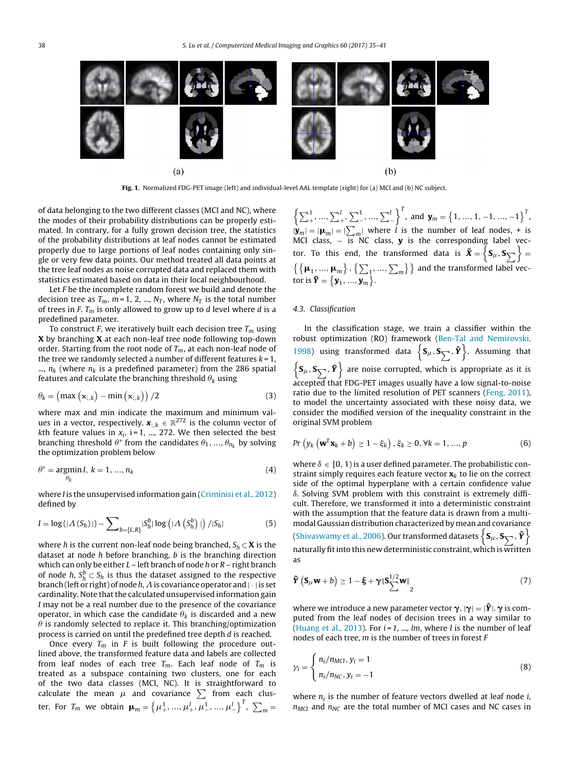(a)

(b)

**Fig. 1.** Normalized FDG-PET image (left) and individual-level AAL template (right) for (a) MCI and (b) NC subject.

of data belonging to the two different classes (MCI and NC), where the modes of their probability distributions can be properly estimated. In contrary, for a fully grown decision tree, the statistics of the probability distributions at leaf nodes cannot be estimated properly due to large portions of leaf nodes containing only single or very few data points. Our method treated all data points at the tree leaf nodes as noise corrupted data and replaced them with statistics estimated based on data in their local neighbourhood.

Let $F$ be the incomplete random forest we build and denote the decision tree as $T_m$, $m = 1, 2, \ldots, N_T$, where $N_T$ is the total number of trees in $F$. $T_m$ is only allowed to grow up to $d$ level where $d$ is a predefined parameter.

To construct $F$, we iteratively built each decision tree $T_m$ using $\mathbf{X}$ by branching $\mathbf{X}$ at each non-leaf tree node following top-down order. Starting from the root node of $T_m$, at each non-leaf node of the tree we randomly selected a number of different features $k = 1, \ldots, n_k$ (where $n_k$ is a predefined parameter) from the 286 spatial features and calculate the branching threshold $\theta_k$ using

$$\theta_k = \left(\max\left(\mathbf{x}_{:,k}\right) - \min\left(\mathbf{x}_{:,k}\right)\right)/2 \tag{3}$$

where max and min indicate the maximum and minimum values in a vector, respectively. $\boldsymbol{x}_{:,k} \in \mathbb{R}^{272}$ is the column vector of $k$th feature values in $x_i$, i = 1, ..., 272. We then selected the best branching threshold $\theta^*$ from the candidates $\theta_1, \ldots, \theta_{n_k}$ by solving the optimization problem below

$$\theta^* = \underset{\theta_k}{\operatorname{argmin}}\, I,\ k = 1, \ldots, n_k \tag{4}$$

where $I$ is the unsupervised information gain (Criminisi et al., 2012) defined by

$$I = \log\left(|\Lambda\left(S_h\right)|\right) - \sum\nolimits_{b=\{L,R\}} |S_h^b| \log\left(|\Lambda\left(S_h^b\right)|\right)/|S_h| \tag{5}$$

where $h$ is the current non-leaf node being branched, $S_h \subset \mathbf{X}$ is the dataset at node $h$ before branching, $b$ is the branching direction which can only be either $L$ – left branch of node $h$ or $R$ – right branch of node $h$. $S_h^b \subset S_h$ is thus the dataset assigned to the respective branch (left or right) of node $h$, $\Lambda$ is covariance operator and $|\cdot|$ is set cardinality. Note that the calculated unsupervised information gain $I$ may not be a real number due to the presence of the covariance operator, in which case the candidate $\theta_k$ is discarded and a new $\theta$ is randomly selected to replace it. This branching/optimization process is carried out until the predefined tree depth $d$ is reached.

Once every $T_m$ in $F$ is built following the procedure outlined above, the transformed feature data and labels are collected from leaf nodes of each tree $T_m$. Each leaf node of $T_m$ is treated as a subspace containing two clusters, one for each of the two data classes (MCI, NC). It is straightforward to calculate the mean $\mu$ and covariance $\sum$ from each cluster. For $T_m$ we obtain $\boldsymbol{\mu}_m = \left\{\mu_+^1, \ldots, \mu_+^l, \mu_-^1, \ldots, \mu_-^l\right\}^T$, $\sum_m = \left\{\sum_+^1, \ldots, \sum_+^l, \sum_-^1, \ldots, \sum_-^l\right\}^T$, and $\mathbf{y}_m = \{1, \ldots, 1, -1, \ldots, -1\}^T$, $|\mathbf{y}_m| = |\boldsymbol{\mu}_m| = |\sum_m|$ where $l$ is the number of leaf nodes, + is MCI class, − is NC class, $\mathbf{y}$ is the corresponding label vector. To this end, the transformed data is $\tilde{\boldsymbol{X}} = \left\{\mathbf{S}_\mu, \mathbf{S}_\sum\right\} = \left\{\left\{\boldsymbol{\mu}_1, \ldots, \boldsymbol{\mu}_m\right\}, \left\{\sum_1, \ldots, \sum_m\right\}\right\}$ and the transformed label vector is $\tilde{\mathbf{Y}} = \left\{\mathbf{y}_1, \ldots, \mathbf{y}_m\right\}$.

### 4.3. Classification

In the classification stage, we train a classifier within the robust optimization (RO) framework (Ben-Tal and Nemirovski, 1998) using transformed data $\left\{\mathbf{S}_\mu, \mathbf{S}_\sum, \tilde{\mathbf{Y}}\right\}$. Assuming that $\left\{\mathbf{S}_\mu, \mathbf{S}_\sum, \tilde{\mathbf{Y}}\right\}$ are noise corrupted, which is appropriate as it is accepted that FDG-PET images usually have a low signal-to-noise ratio due to the limited resolution of PET scanners (Feng, 2011), to model the uncertainty associated with these noisy data, we consider the modified version of the inequality constraint in the original SVM problem

$$Pr\left(y_k\left(\mathbf{w}^T\mathbf{x}_k + b\right) \geq 1 - \xi_k\right), \xi_k \geq 0, \forall k = 1, \ldots, p \tag{6}$$

where $\delta \in [0, 1)$ is a user defined parameter. The probabilistic constraint simply requires each feature vector $\mathbf{x}_k$ to lie on the correct side of the optimal hyperplane with a certain confidence value $\delta$. Solving SVM problem with this constraint is extremely difficult. Therefore, we transformed it into a deterministic constraint with the assumption that the feature data is drawn from a multi-modal Gaussian distribution characterized by mean and covariance (Shivaswamy et al., 2006). Our transformed datasets $\left\{\mathbf{S}_\mu, \mathbf{S}_\sum, \tilde{\mathbf{Y}}\right\}$ naturally fit into this new deterministic constraint, which is written as

$$\tilde{\mathbf{Y}}\left(\mathbf{S}_\mu\mathbf{w} + b\right) \geq 1 - \boldsymbol{\xi} + \boldsymbol{\gamma}\|\mathbf{S}_\sum^{1/2}\mathbf{w}\|_2 \tag{7}$$

where we introduce a new parameter vector $\boldsymbol{\gamma}$, $|\boldsymbol{\gamma}| = |\tilde{\mathbf{Y}}|$. $\boldsymbol{\gamma}$ is computed from the leaf nodes of decision trees in a way similar to (Huang et al., 2013). For $i = 1, \ldots, lm$, where $l$ is the number of leaf nodes of each tree, $m$ is the number of trees in forest $F$

$$\gamma_i = \begin{cases} n_i/n_{MCI}, y_i = 1 \\ n_i/n_{NC}, y_i = -1 \end{cases} \tag{8}$$

where $n_i$ is the number of feature vectors dwelled at leaf node $i$, $n_{MCI}$ and $n_{NC}$ are the total number of MCI cases and NC cases in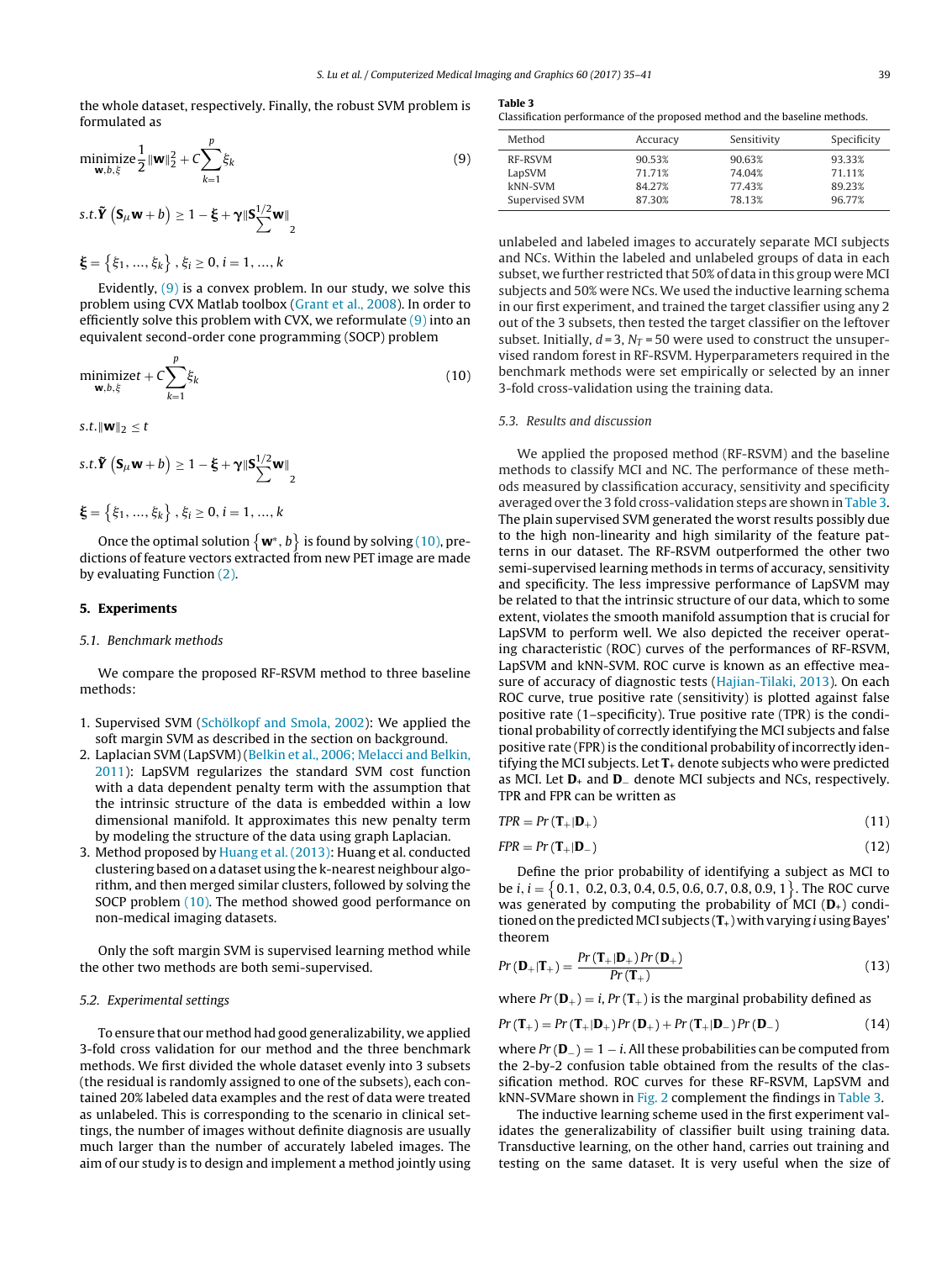the whole dataset, respectively. Finally, the robust SVM problem is formulated as

$$\underset{\mathbf{w},b,\xi}{\text{minimize}}\frac{1}{2}\|\mathbf{w}\|_2^2 + C\sum_{k=1}^{p}\xi_k \tag{9}$$

$$s.t.\tilde{\boldsymbol{Y}}\left(\mathbf{S}_{\mu}\mathbf{w}+b\right) \geq 1 - \boldsymbol{\xi} + \boldsymbol{\gamma}\|\mathbf{S}^{1/2}_{\sum}\mathbf{w}\|_2$$

$$\boldsymbol{\xi} = \left\{\xi_1, ..., \xi_k\right\}, \xi_i \geq 0, i = 1, ..., k$$

Evidently, (9) is a convex problem. In our study, we solve this problem using CVX Matlab toolbox (Grant et al., 2008). In order to efficiently solve this problem with CVX, we reformulate (9) into an equivalent second-order cone programming (SOCP) problem

$$\underset{\mathbf{w},b,\xi}{\text{minimize}}\, t + C\sum_{k=1}^{p}\xi_k \tag{10}$$

$$s.t.\|\mathbf{w}\|_2 \leq t$$

$$s.t.\tilde{\boldsymbol{Y}}\left(\mathbf{S}_{\mu}\mathbf{w}+b\right) \geq 1 - \boldsymbol{\xi} + \boldsymbol{\gamma}\|\mathbf{S}^{1/2}_{\sum}\mathbf{w}\|_2$$

$$\boldsymbol{\xi} = \left\{\xi_1, ..., \xi_k\right\}, \xi_i \geq 0, i = 1, ..., k$$

Once the optimal solution $\left\{\mathbf{w}^*, b\right\}$ is found by solving (10), predictions of feature vectors extracted from new PET image are made by evaluating Function (2).

## 5. Experiments

### 5.1. Benchmark methods

We compare the proposed RF-RSVM method to three baseline methods:

1. Supervised SVM (Schölkopf and Smola, 2002): We applied the soft margin SVM as described in the section on background.
2. Laplacian SVM (LapSVM) (Belkin et al., 2006; Melacci and Belkin, 2011): LapSVM regularizes the standard SVM cost function with a data dependent penalty term with the assumption that the intrinsic structure of the data is embedded within a low dimensional manifold. It approximates this new penalty term by modeling the structure of the data using graph Laplacian.
3. Method proposed by Huang et al. (2013): Huang et al. conducted clustering based on a dataset using the k-nearest neighbour algorithm, and then merged similar clusters, followed by solving the SOCP problem (10). The method showed good performance on non-medical imaging datasets.

Only the soft margin SVM is supervised learning method while the other two methods are both semi-supervised.

### 5.2. Experimental settings

To ensure that our method had good generalizability, we applied 3-fold cross validation for our method and the three benchmark methods. We first divided the whole dataset evenly into 3 subsets (the residual is randomly assigned to one of the subsets), each contained 20% labeled data examples and the rest of data were treated as unlabeled. This is corresponding to the scenario in clinical settings, the number of images without definite diagnosis are usually much larger than the number of accurately labeled images. The aim of our study is to design and implement a method jointly using unlabeled and labeled images to accurately separate MCI subjects and NCs. Within the labeled and unlabeled groups of data in each subset, we further restricted that 50% of data in this group were MCI subjects and 50% were NCs. We used the inductive learning schema in our first experiment, and trained the target classifier using any 2 out of the 3 subsets, then tested the target classifier on the leftover subset. Initially, $d = 3$, $N_T = 50$ were used to construct the unsupervised random forest in RF-RSVM. Hyperparameters required in the benchmark methods were set empirically or selected by an inner 3-fold cross-validation using the training data.

**Table 3**
Classification performance of the proposed method and the baseline methods.

| Method | Accuracy | Sensitivity | Specificity |
|---|---|---|---|
| RF-RSVM | 90.53% | 90.63% | 93.33% |
| LapSVM | 71.71% | 74.04% | 71.11% |
| kNN-SVM | 84.27% | 77.43% | 89.23% |
| Supervised SVM | 87.30% | 78.13% | 96.77% |

### 5.3. Results and discussion

We applied the proposed method (RF-RSVM) and the baseline methods to classify MCI and NC. The performance of these methods measured by classification accuracy, sensitivity and specificity averaged over the 3 fold cross-validation steps are shown in Table 3. The plain supervised SVM generated the worst results possibly due to the high non-linearity and high similarity of the feature patterns in our dataset. The RF-RSVM outperformed the other two semi-supervised learning methods in terms of accuracy, sensitivity and specificity. The less impressive performance of LapSVM may be related to that the intrinsic structure of our data, which to some extent, violates the smooth manifold assumption that is crucial for LapSVM to perform well. We also depicted the receiver operating characteristic (ROC) curves of the performances of RF-RSVM, LapSVM and kNN-SVM. ROC curve is known as an effective measure of accuracy of diagnostic tests (Hajian-Tilaki, 2013). On each ROC curve, true positive rate (sensitivity) is plotted against false positive rate (1–specificity). True positive rate (TPR) is the conditional probability of correctly identifying the MCI subjects and false positive rate (FPR) is the conditional probability of incorrectly identifying the MCI subjects. Let $\mathbf{T}_+$ denote subjects who were predicted as MCI. Let $\mathbf{D}_+$ and $\mathbf{D}_-$ denote MCI subjects and NCs, respectively. TPR and FPR can be written as

$$TPR = Pr\left(\mathbf{T}_+|\mathbf{D}_+\right) \tag{11}$$

$$FPR = Pr\left(\mathbf{T}_+|\mathbf{D}_-\right) \tag{12}$$

Define the prior probability of identifying a subject as MCI to be $i$, $i = \left\{0.1,\ 0.2, 0.3, 0.4, 0.5, 0.6, 0.7, 0.8, 0.9, 1\right\}$. The ROC curve was generated by computing the probability of MCI ($\mathbf{D}_+$) conditioned on the predicted MCI subjects ($\mathbf{T}_+$) with varying $i$ using Bayes' theorem

$$Pr\left(\mathbf{D}_+|\mathbf{T}_+\right) = \frac{Pr\left(\mathbf{T}_+|\mathbf{D}_+\right)Pr\left(\mathbf{D}_+\right)}{Pr\left(\mathbf{T}_+\right)} \tag{13}$$

where $Pr\left(\mathbf{D}_+\right) = i$, $Pr\left(\mathbf{T}_+\right)$ is the marginal probability defined as

$$Pr\left(\mathbf{T}_+\right) = Pr\left(\mathbf{T}_+|\mathbf{D}_+\right)Pr\left(\mathbf{D}_+\right) + Pr\left(\mathbf{T}_+|\mathbf{D}_-\right)Pr\left(\mathbf{D}_-\right) \tag{14}$$

where $Pr\left(\mathbf{D}_-\right) = 1 - i$. All these probabilities can be computed from the 2-by-2 confusion table obtained from the results of the classification method. ROC curves for these RF-RSVM, LapSVM and kNN-SVMare shown in Fig. 2 complement the findings in Table 3.

The inductive learning scheme used in the first experiment validates the generalizability of classifier built using training data. Transductive learning, on the other hand, carries out training and testing on the same dataset. It is very useful when the size of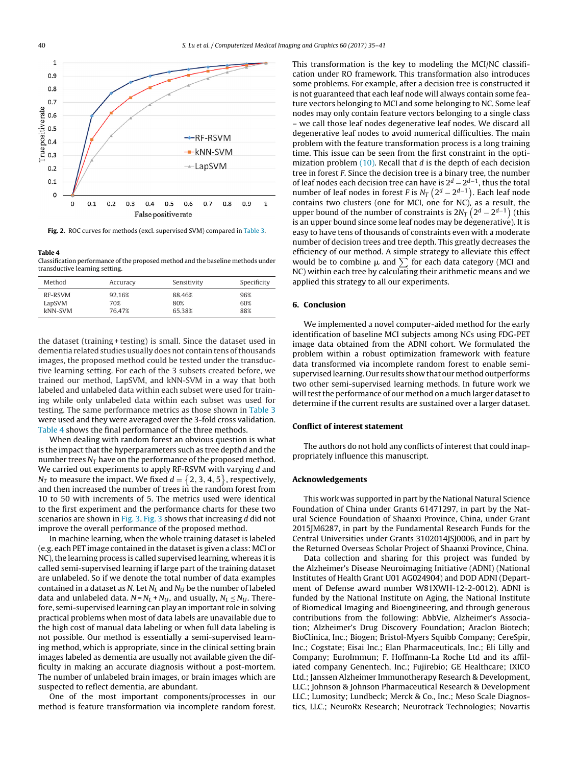1
0.9
0.8
0.7
0.6
0.5
0.4
0.3
0.2
0.1
0

True positive rate

RF-RSVM
kNN-SVM
LapSVM

0 0.1 0.2 0.3 0.4 0.5 0.6 0.7 0.8 0.9 1

False positive rate

**Fig. 2.** ROC curves for methods (excl. supervised SVM) compared in Table 3.

**Table 4**
Classification performance of the proposed method and the baseline methods under transductive learning setting.

| Method | Accuracy | Sensitivity | Specificity |
|---|---|---|---|
| RF-RSVM | 92.16% | 88.46% | 96% |
| LapSVM | 70% | 80% | 60% |
| kNN-SVM | 76.47% | 65.38% | 88% |

the dataset (training + testing) is small. Since the dataset used in dementia related studies usually does not contain tens of thousands images, the proposed method could be tested under the transductive learning setting. For each of the 3 subsets created before, we trained our method, LapSVM, and kNN-SVM in a way that both labeled and unlabeled data within each subset were used for training while only unlabeled data within each subset was used for testing. The same performance metrics as those shown in Table 3 were used and they were averaged over the 3-fold cross validation. Table 4 shows the final performance of the three methods.

When dealing with random forest an obvious question is what is the impact that the hyperparameters such as tree depth $d$ and the number trees $N_T$ have on the performance of the proposed method. We carried out experiments to apply RF-RSVM with varying $d$ and $N_T$ to measure the impact. We fixed $d = \{2, 3, 4, 5\}$, respectively, and then increased the number of trees in the random forest from 10 to 50 with increments of 5. The metrics used were identical to the first experiment and the performance charts for these two scenarios are shown in Fig. 3. Fig. 3 shows that increasing $d$ did not improve the overall performance of the proposed method.

In machine learning, when the whole training dataset is labeled (e.g. each PET image contained in the dataset is given a class: MCI or NC), the learning process is called supervised learning, whereas it is called semi-supervised learning if large part of the training dataset are unlabeled. So if we denote the total number of data examples contained in a dataset as $N$. Let $N_L$ and $N_U$ be the number of labeled data and unlabeled data. $N = N_L + N_U$, and usually, $N_L \leq N_U$. Therefore, semi-supervised learning can play an important role in solving practical problems when most of data labels are unavailable due to the high cost of manual data labeling or when full data labeling is not possible. Our method is essentially a semi-supervised learning method, which is appropriate, since in the clinical setting brain images labeled as dementia are usually not available given the difficulty in making an accurate diagnosis without a post-mortem. The number of unlabeled brain images, or brain images which are suspected to reflect dementia, are abundant.

One of the most important components/processes in our method is feature transformation via incomplete random forest. This transformation is the key to modeling the MCI/NC classification under RO framework. This transformation also introduces some problems. For example, after a decision tree is constructed it is not guaranteed that each leaf node will always contain some feature vectors belonging to MCI and some belonging to NC. Some leaf nodes may only contain feature vectors belonging to a single class – we call those leaf nodes degenerative leaf nodes. We discard all degenerative leaf nodes to avoid numerical difficulties. The main problem with the feature transformation process is a long training time. This issue can be seen from the first constraint in the optimization problem (10). Recall that $d$ is the depth of each decision tree in forest $F$. Since the decision tree is a binary tree, the number of leaf nodes each decision tree can have is $2^d - 2^{d-1}$, thus the total number of leaf nodes in forest $F$ is $N_T\left(2^d - 2^{d-1}\right)$. Each leaf node contains two clusters (one for MCI, one for NC), as a result, the upper bound of the number of constraints is $2N_T\left(2^d - 2^{d-1}\right)$ (this is an upper bound since some leaf nodes may be degenerative). It is easy to have tens of thousands of constraints even with a moderate number of decision trees and tree depth. This greatly decreases the efficiency of our method. A simple strategy to alleviate this effect would be to combine $\mu$ and $\sum$ for each data category (MCI and NC) within each tree by calculating their arithmetic means and we applied this strategy to all our experiments.

## 6. Conclusion

We implemented a novel computer-aided method for the early identification of baseline MCI subjects among NCs using FDG-PET image data obtained from the ADNI cohort. We formulated the problem within a robust optimization framework with feature data transformed via incomplete random forest to enable semi-supervised learning. Our results show that our method outperforms two other semi-supervised learning methods. In future work we will test the performance of our method on a much larger dataset to determine if the current results are sustained over a larger dataset.

## Conflict of interest statement

The authors do not hold any conflicts of interest that could inappropriately influence this manuscript.

## Acknowledgements

This work was supported in part by the National Natural Science Foundation of China under Grants 61471297, in part by the Natural Science Foundation of Shaanxi Province, China, under Grant 2015JM6287, in part by the Fundamental Research Funds for the Central Universities under Grants 3102014JSJ0006, and in part by the Returned Overseas Scholar Project of Shaanxi Province, China.

Data collection and sharing for this project was funded by the Alzheimer's Disease Neuroimaging Initiative (ADNI) (National Institutes of Health Grant U01 AG024904) and DOD ADNI (Department of Defense award number W81XWH-12-2-0012). ADNI is funded by the National Institute on Aging, the National Institute of Biomedical Imaging and Bioengineering, and through generous contributions from the following: AbbVie, Alzheimer's Association; Alzheimer's Drug Discovery Foundation; Araclon Biotech; BioClinica, Inc.; Biogen; Bristol-Myers Squibb Company; CereSpir, Inc.; Cogstate; Eisai Inc.; Elan Pharmaceuticals, Inc.; Eli Lilly and Company; EuroImmun; F. Hoffmann-La Roche Ltd and its affiliated company Genentech, Inc.; Fujirebio; GE Healthcare; IXICO Ltd.; Janssen Alzheimer Immunotherapy Research & Development, LLC.; Johnson & Johnson Pharmaceutical Research & Development LLC.; Lumosity; Lundbeck; Merck & Co., Inc.; Meso Scale Diagnostics, LLC.; NeuroRx Research; Neurotrack Technologies; Novartis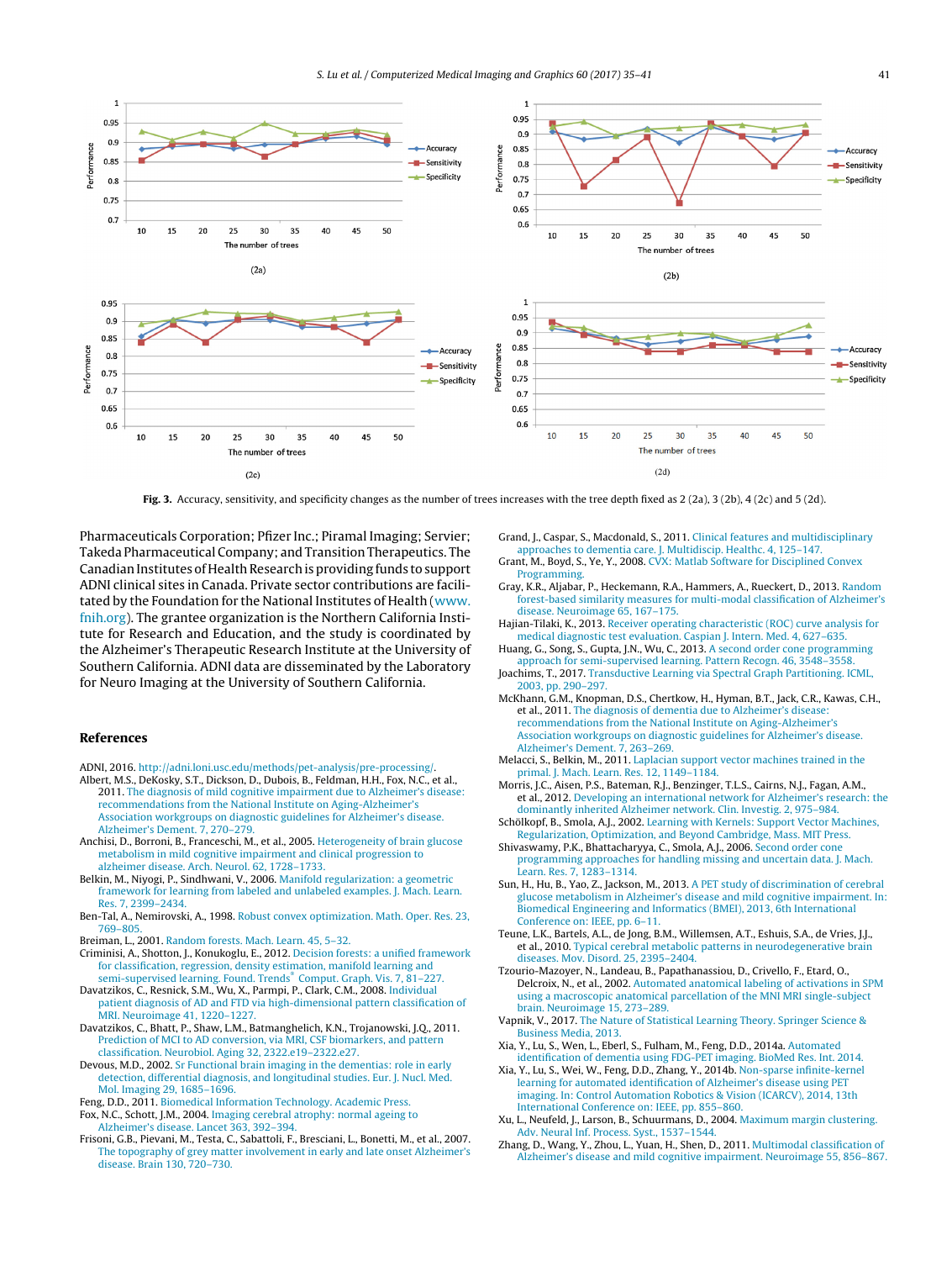1
0.95
0.9
0.85
0.8
0.75
0.7
Performance
10 15 20 25 30 35 40 45 50
The number of trees
Accuracy
Sensitivity
Specificity
(2a)

1
0.95
0.9
0.85
0.8
0.75
0.7
0.65
0.6
Performance
10 15 20 25 30 35 40 45 50
The number of trees
Accuracy
Sensitivity
Specificity
(2b)

0.95
0.9
0.85
0.8
0.75
0.7
0.65
0.6
Performance
10 15 20 25 30 35 40 45 50
The number of trees
Accuracy
Sensitivity
Specificity
(2c)

1
0.95
0.9
0.85
0.8
0.75
0.7
0.65
0.6
Performance
10 15 20 25 30 35 40 45 50
The number of trees
Accuracy
Sensitivity
Specificity
(2d)

**Fig. 3.** Accuracy, sensitivity, and specificity changes as the number of trees increases with the tree depth fixed as 2 (2a), 3 (2b), 4 (2c) and 5 (2d).

Pharmaceuticals Corporation; Pfizer Inc.; Piramal Imaging; Servier; Takeda Pharmaceutical Company; and Transition Therapeutics. The Canadian Institutes of Health Research is providing funds to support ADNI clinical sites in Canada. Private sector contributions are facilitated by the Foundation for the National Institutes of Health (www.fnih.org). The grantee organization is the Northern California Institute for Research and Education, and the study is coordinated by the Alzheimer's Therapeutic Research Institute at the University of Southern California. ADNI data are disseminated by the Laboratory for Neuro Imaging at the University of Southern California.

## References

ADNI, 2016. http://adni.loni.usc.edu/methods/pet-analysis/pre-processing/.

Albert, M.S., DeKosky, S.T., Dickson, D., Dubois, B., Feldman, H.H., Fox, N.C., et al., 2011. The diagnosis of mild cognitive impairment due to Alzheimer's disease: recommendations from the National Institute on Aging-Alzheimer's Association workgroups on diagnostic guidelines for Alzheimer's disease. Alzheimer's Dement. 7, 270–279.

Anchisi, D., Borroni, B., Franceschi, M., et al., 2005. Heterogeneity of brain glucose metabolism in mild cognitive impairment and clinical progression to alzheimer disease. Arch. Neurol. 62, 1728–1733.

Belkin, M., Niyogi, P., Sindhwani, V., 2006. Manifold regularization: a geometric framework for learning from labeled and unlabeled examples. J. Mach. Learn. Res. 7, 2399–2434.

Ben-Tal, A., Nemirovski, A., 1998. Robust convex optimization. Math. Oper. Res. 23, 769–805.

Breiman, L., 2001. Random forests. Mach. Learn. 45, 5–32.

Criminisi, A., Shotton, J., Konukoglu, E., 2012. Decision forests: a unified framework for classification, regression, density estimation, manifold learning and semi-supervised learning. Found. Trends® Comput. Graph. Vis. 7, 81–227.

Davatzikos, C., Resnick, S.M., Wu, X., Parmpi, P., Clark, C.M., 2008. Individual patient diagnosis of AD and FTD via high-dimensional pattern classification of MRI. Neuroimage 41, 1220–1227.

Davatzikos, C., Bhatt, P., Shaw, L.M., Batmanghelich, K.N., Trojanowski, J.Q., 2011. Prediction of MCI to AD conversion, via MRI, CSF biomarkers, and pattern classification. Neurobiol. Aging 32, 2322.e19–2322.e27.

Devous, M.D., 2002. Sr Functional brain imaging in the dementias: role in early detection, differential diagnosis, and longitudinal studies. Eur. J. Nucl. Med. Mol. Imaging 29, 1685–1696.

Feng, D.D., 2011. Biomedical Information Technology. Academic Press.

Fox, N.C., Schott, J.M., 2004. Imaging cerebral atrophy: normal ageing to Alzheimer's disease. Lancet 363, 392–394.

Frisoni, G.B., Pievani, M., Testa, C., Sabattoli, F., Bresciani, L., Bonetti, M., et al., 2007. The topography of grey matter involvement in early and late onset Alzheimer's disease. Brain 130, 720–730.

Grand, J., Caspar, S., Macdonald, S., 2011. Clinical features and multidisciplinary approaches to dementia care. J. Multidiscip. Healthc. 4, 125–147.

Grant, M., Boyd, S., Ye, Y., 2008. CVX: Matlab Software for Disciplined Convex Programming.

Gray, K.R., Aljabar, P., Heckemann, R.A., Hammers, A., Rueckert, D., 2013. Random forest-based similarity measures for multi-modal classification of Alzheimer's disease. Neuroimage 65, 167–175.

Hajian-Tilaki, K., 2013. Receiver operating characteristic (ROC) curve analysis for medical diagnostic test evaluation. Caspian J. Intern. Med. 4, 627–635.

Huang, G., Song, S., Gupta, J.N., Wu, C., 2013. A second order cone programming approach for semi-supervised learning. Pattern Recogn. 46, 3548–3558.

Joachims, T., 2017. Transductive Learning via Spectral Graph Partitioning. ICML, 2003, pp. 290–297.

McKhann, G.M., Knopman, D.S., Chertkow, H., Hyman, B.T., Jack, C.R., Kawas, C.H., et al., 2011. The diagnosis of dementia due to Alzheimer's disease: recommendations from the National Institute on Aging-Alzheimer's Association workgroups on diagnostic guidelines for Alzheimer's disease. Alzheimer's Dement. 7, 263–269.

Melacci, S., Belkin, M., 2011. Laplacian support vector machines trained in the primal. J. Mach. Learn. Res. 12, 1149–1184.

Morris, J.C., Aisen, P.S., Bateman, R.J., Benzinger, T.L.S., Cairns, N.J., Fagan, A.M., et al., 2012. Developing an international network for Alzheimer's research: the dominantly inherited Alzheimer network. Clin. Investig. 2, 975–984.

Schölkopf, B., Smola, A.J., 2002. Learning with Kernels: Support Vector Machines, Regularization, Optimization, and Beyond Cambridge, Mass. MIT Press.

Shivaswamy, P.K., Bhattacharyya, C., Smola, A.J., 2006. Second order cone programming approaches for handling missing and uncertain data. J. Mach. Learn. Res. 7, 1283–1314.

Sun, H., Hu, B., Yao, Z., Jackson, M., 2013. A PET study of discrimination of cerebral glucose metabolism in Alzheimer's disease and mild cognitive impairment. In: Biomedical Engineering and Informatics (BMEI), 2013, 6th International Conference on: IEEE, pp. 6–11.

Teune, L.K., Bartels, A.L., de Jong, B.M., Willemsen, A.T., Eshuis, S.A., de Vries, J.J., et al., 2010. Typical cerebral metabolic patterns in neurodegenerative brain diseases. Mov. Disord. 25, 2395–2404.

Tzourio-Mazoyer, N., Landeau, B., Papathanassiou, D., Crivello, F., Etard, O., Delcroix, N., et al., 2002. Automated anatomical labeling of activations in SPM using a macroscopic anatomical parcellation of the MNI MRI single-subject brain. Neuroimage 15, 273–289.

Vapnik, V., 2017. The Nature of Statistical Learning Theory. Springer Science & Business Media, 2013.

Xia, Y., Lu, S., Wen, L., Eberl, S., Fulham, M., Feng, D.D., 2014a. Automated identification of dementia using FDG-PET imaging. BioMed Res. Int. 2014.

Xia, Y., Lu, S., Wei, W., Feng, D.D., Zhang, Y., 2014b. Non-sparse infinite-kernel learning for automated identification of Alzheimer's disease using PET imaging. In: Control Automation Robotics & Vision (ICARCV), 2014, 13th International Conference on: IEEE, pp. 855–860.

Xu, L., Neufeld, J., Larson, B., Schuurmans, D., 2004. Maximum margin clustering. Adv. Neural Inf. Process. Syst., 1537–1544.

Zhang, D., Wang, Y., Zhou, L., Yuan, H., Shen, D., 2011. Multimodal classification of Alzheimer's disease and mild cognitive impairment. Neuroimage 55, 856–867.